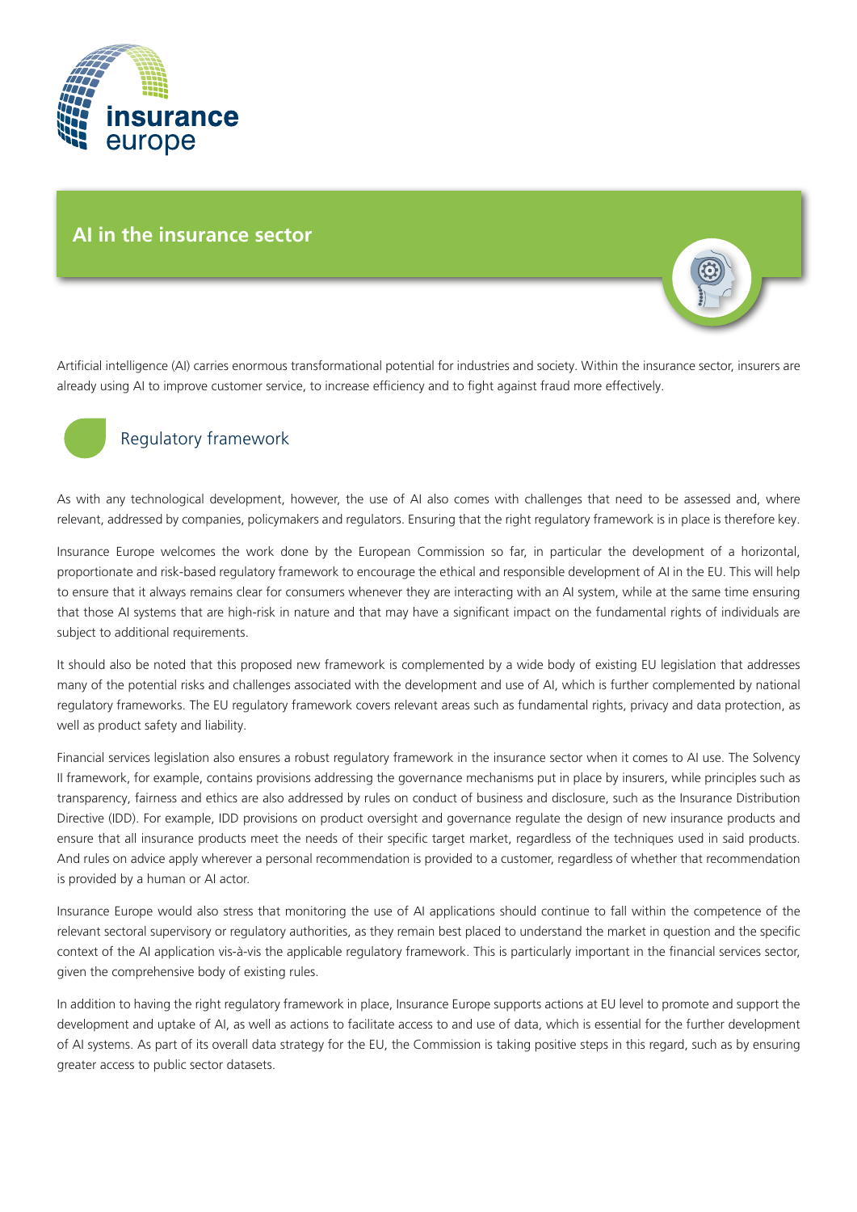# AI in the insurance sector

Artificial intelligence (AI) carries enormous transformational potential for industries and society. Within the insurance sector, insurers are already using AI to improve customer service, to increase efficiency and to fight against fraud more effectively.

## Regulatory framework

As with any technological development, however, the use of AI also comes with challenges that need to be assessed and, where relevant, addressed by companies, policymakers and regulators. Ensuring that the right regulatory framework is in place is therefore key.

Insurance Europe welcomes the work done by the European Commission so far, in particular the development of a horizontal, proportionate and risk-based regulatory framework to encourage the ethical and responsible development of AI in the EU. This will help to ensure that it always remains clear for consumers whenever they are interacting with an AI system, while at the same time ensuring that those AI systems that are high-risk in nature and that may have a significant impact on the fundamental rights of individuals are subject to additional requirements.

It should also be noted that this proposed new framework is complemented by a wide body of existing EU legislation that addresses many of the potential risks and challenges associated with the development and use of AI, which is further complemented by national regulatory frameworks. The EU regulatory framework covers relevant areas such as fundamental rights, privacy and data protection, as well as product safety and liability.

Financial services legislation also ensures a robust regulatory framework in the insurance sector when it comes to AI use. The Solvency II framework, for example, contains provisions addressing the governance mechanisms put in place by insurers, while principles such as transparency, fairness and ethics are also addressed by rules on conduct of business and disclosure, such as the Insurance Distribution Directive (IDD). For example, IDD provisions on product oversight and governance regulate the design of new insurance products and ensure that all insurance products meet the needs of their specific target market, regardless of the techniques used in said products. And rules on advice apply wherever a personal recommendation is provided to a customer, regardless of whether that recommendation is provided by a human or AI actor.

Insurance Europe would also stress that monitoring the use of AI applications should continue to fall within the competence of the relevant sectoral supervisory or regulatory authorities, as they remain best placed to understand the market in question and the specific context of the AI application vis-à-vis the applicable regulatory framework. This is particularly important in the financial services sector, given the comprehensive body of existing rules.

In addition to having the right regulatory framework in place, Insurance Europe supports actions at EU level to promote and support the development and uptake of AI, as well as actions to facilitate access to and use of data, which is essential for the further development of AI systems. As part of its overall data strategy for the EU, the Commission is taking positive steps in this regard, such as by ensuring greater access to public sector datasets.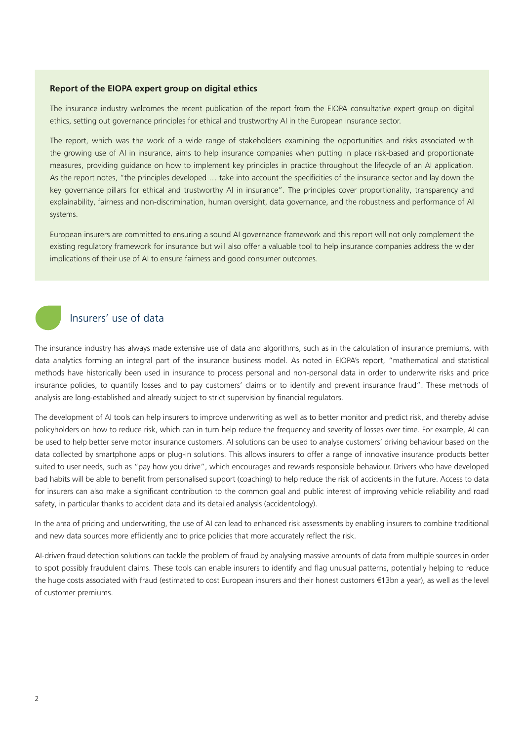**Report of the EIOPA expert group on digital ethics**

The insurance industry welcomes the recent publication of the report from the EIOPA consultative expert group on digital ethics, setting out governance principles for ethical and trustworthy AI in the European insurance sector.

The report, which was the work of a wide range of stakeholders examining the opportunities and risks associated with the growing use of AI in insurance, aims to help insurance companies when putting in place risk-based and proportionate measures, providing guidance on how to implement key principles in practice throughout the lifecycle of an AI application. As the report notes, "the principles developed … take into account the specificities of the insurance sector and lay down the key governance pillars for ethical and trustworthy AI in insurance". The principles cover proportionality, transparency and explainability, fairness and non-discrimination, human oversight, data governance, and the robustness and performance of AI systems.

European insurers are committed to ensuring a sound AI governance framework and this report will not only complement the existing regulatory framework for insurance but will also offer a valuable tool to help insurance companies address the wider implications of their use of AI to ensure fairness and good consumer outcomes.

## Insurers' use of data

The insurance industry has always made extensive use of data and algorithms, such as in the calculation of insurance premiums, with data analytics forming an integral part of the insurance business model. As noted in EIOPA's report, "mathematical and statistical methods have historically been used in insurance to process personal and non-personal data in order to underwrite risks and price insurance policies, to quantify losses and to pay customers' claims or to identify and prevent insurance fraud". These methods of analysis are long-established and already subject to strict supervision by financial regulators.

The development of AI tools can help insurers to improve underwriting as well as to better monitor and predict risk, and thereby advise policyholders on how to reduce risk, which can in turn help reduce the frequency and severity of losses over time. For example, AI can be used to help better serve motor insurance customers. AI solutions can be used to analyse customers' driving behaviour based on the data collected by smartphone apps or plug-in solutions. This allows insurers to offer a range of innovative insurance products better suited to user needs, such as "pay how you drive", which encourages and rewards responsible behaviour. Drivers who have developed bad habits will be able to benefit from personalised support (coaching) to help reduce the risk of accidents in the future. Access to data for insurers can also make a significant contribution to the common goal and public interest of improving vehicle reliability and road safety, in particular thanks to accident data and its detailed analysis (accidentology).

In the area of pricing and underwriting, the use of AI can lead to enhanced risk assessments by enabling insurers to combine traditional and new data sources more efficiently and to price policies that more accurately reflect the risk.

AI-driven fraud detection solutions can tackle the problem of fraud by analysing massive amounts of data from multiple sources in order to spot possibly fraudulent claims. These tools can enable insurers to identify and flag unusual patterns, potentially helping to reduce the huge costs associated with fraud (estimated to cost European insurers and their honest customers €13bn a year), as well as the level of customer premiums.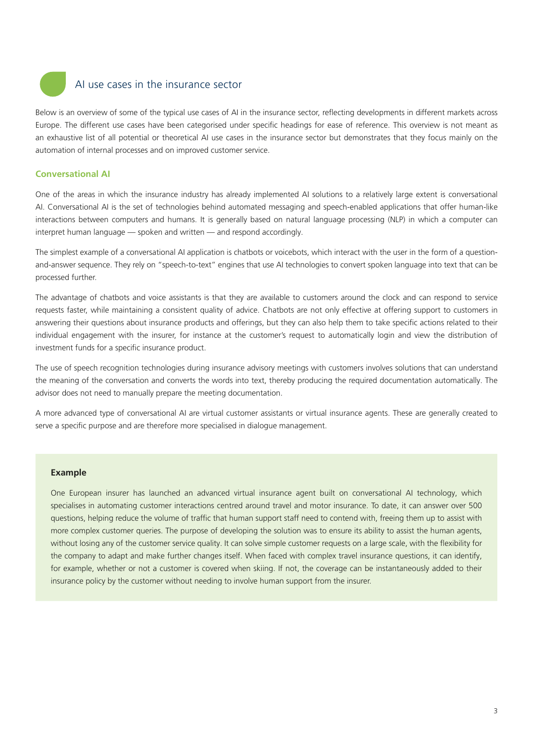## AI use cases in the insurance sector

Below is an overview of some of the typical use cases of AI in the insurance sector, reflecting developments in different markets across Europe. The different use cases have been categorised under specific headings for ease of reference. This overview is not meant as an exhaustive list of all potential or theoretical AI use cases in the insurance sector but demonstrates that they focus mainly on the automation of internal processes and on improved customer service.

### Conversational AI

One of the areas in which the insurance industry has already implemented AI solutions to a relatively large extent is conversational AI. Conversational AI is the set of technologies behind automated messaging and speech-enabled applications that offer human-like interactions between computers and humans. It is generally based on natural language processing (NLP) in which a computer can interpret human language — spoken and written — and respond accordingly.

The simplest example of a conversational AI application is chatbots or voicebots, which interact with the user in the form of a question-and-answer sequence. They rely on "speech-to-text" engines that use AI technologies to convert spoken language into text that can be processed further.

The advantage of chatbots and voice assistants is that they are available to customers around the clock and can respond to service requests faster, while maintaining a consistent quality of advice. Chatbots are not only effective at offering support to customers in answering their questions about insurance products and offerings, but they can also help them to take specific actions related to their individual engagement with the insurer, for instance at the customer's request to automatically login and view the distribution of investment funds for a specific insurance product.

The use of speech recognition technologies during insurance advisory meetings with customers involves solutions that can understand the meaning of the conversation and converts the words into text, thereby producing the required documentation automatically. The advisor does not need to manually prepare the meeting documentation.

A more advanced type of conversational AI are virtual customer assistants or virtual insurance agents. These are generally created to serve a specific purpose and are therefore more specialised in dialogue management.

> **Example**
>
> One European insurer has launched an advanced virtual insurance agent built on conversational AI technology, which specialises in automating customer interactions centred around travel and motor insurance. To date, it can answer over 500 questions, helping reduce the volume of traffic that human support staff need to contend with, freeing them up to assist with more complex customer queries. The purpose of developing the solution was to ensure its ability to assist the human agents, without losing any of the customer service quality. It can solve simple customer requests on a large scale, with the flexibility for the company to adapt and make further changes itself. When faced with complex travel insurance questions, it can identify, for example, whether or not a customer is covered when skiing. If not, the coverage can be instantaneously added to their insurance policy by the customer without needing to involve human support from the insurer.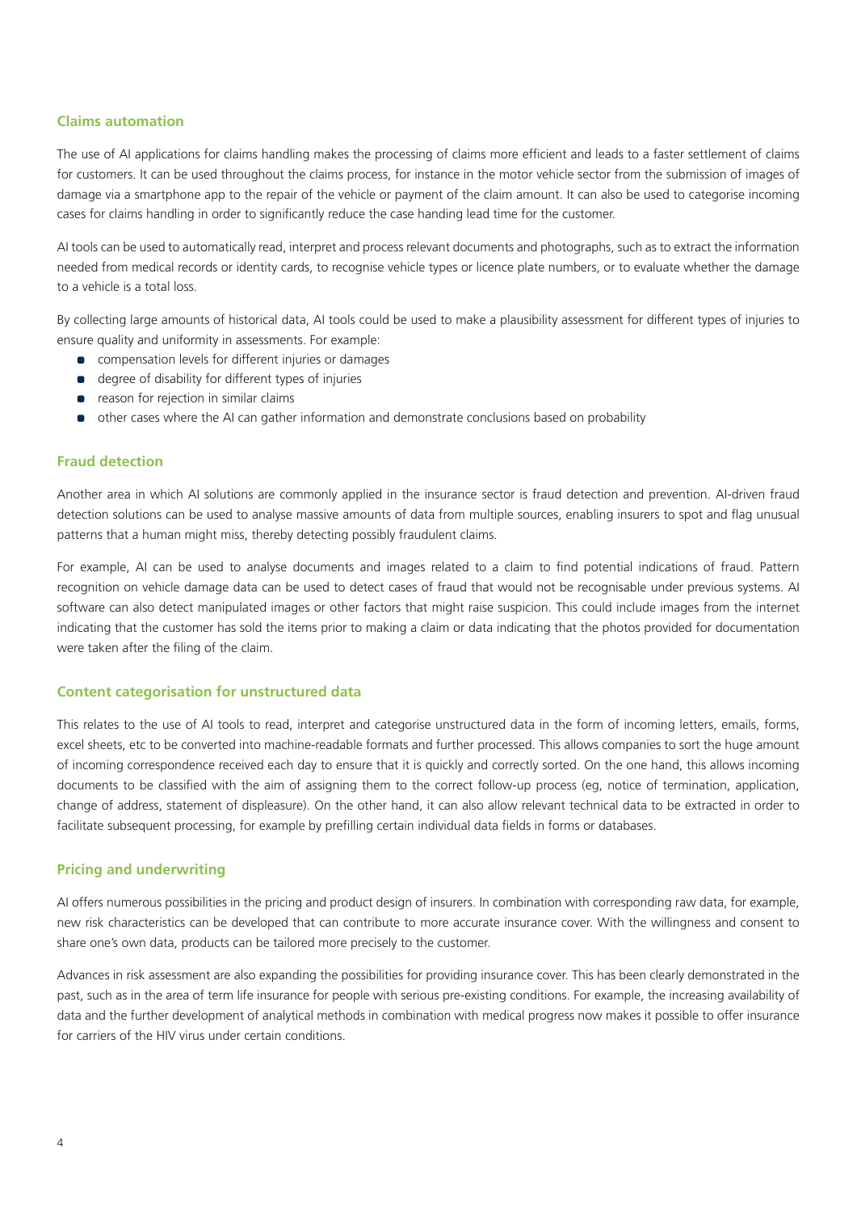## Claims automation

The use of AI applications for claims handling makes the processing of claims more efficient and leads to a faster settlement of claims for customers. It can be used throughout the claims process, for instance in the motor vehicle sector from the submission of images of damage via a smartphone app to the repair of the vehicle or payment of the claim amount. It can also be used to categorise incoming cases for claims handling in order to significantly reduce the case handing lead time for the customer.

AI tools can be used to automatically read, interpret and process relevant documents and photographs, such as to extract the information needed from medical records or identity cards, to recognise vehicle types or licence plate numbers, or to evaluate whether the damage to a vehicle is a total loss.

By collecting large amounts of historical data, AI tools could be used to make a plausibility assessment for different types of injuries to ensure quality and uniformity in assessments. For example:

- compensation levels for different injuries or damages
- degree of disability for different types of injuries
- reason for rejection in similar claims
- other cases where the AI can gather information and demonstrate conclusions based on probability

## Fraud detection

Another area in which AI solutions are commonly applied in the insurance sector is fraud detection and prevention. AI-driven fraud detection solutions can be used to analyse massive amounts of data from multiple sources, enabling insurers to spot and flag unusual patterns that a human might miss, thereby detecting possibly fraudulent claims.

For example, AI can be used to analyse documents and images related to a claim to find potential indications of fraud. Pattern recognition on vehicle damage data can be used to detect cases of fraud that would not be recognisable under previous systems. AI software can also detect manipulated images or other factors that might raise suspicion. This could include images from the internet indicating that the customer has sold the items prior to making a claim or data indicating that the photos provided for documentation were taken after the filing of the claim.

## Content categorisation for unstructured data

This relates to the use of AI tools to read, interpret and categorise unstructured data in the form of incoming letters, emails, forms, excel sheets, etc to be converted into machine-readable formats and further processed. This allows companies to sort the huge amount of incoming correspondence received each day to ensure that it is quickly and correctly sorted. On the one hand, this allows incoming documents to be classified with the aim of assigning them to the correct follow-up process (eg, notice of termination, application, change of address, statement of displeasure). On the other hand, it can also allow relevant technical data to be extracted in order to facilitate subsequent processing, for example by prefilling certain individual data fields in forms or databases.

## Pricing and underwriting

AI offers numerous possibilities in the pricing and product design of insurers. In combination with corresponding raw data, for example, new risk characteristics can be developed that can contribute to more accurate insurance cover. With the willingness and consent to share one's own data, products can be tailored more precisely to the customer.

Advances in risk assessment are also expanding the possibilities for providing insurance cover. This has been clearly demonstrated in the past, such as in the area of term life insurance for people with serious pre-existing conditions. For example, the increasing availability of data and the further development of analytical methods in combination with medical progress now makes it possible to offer insurance for carriers of the HIV virus under certain conditions.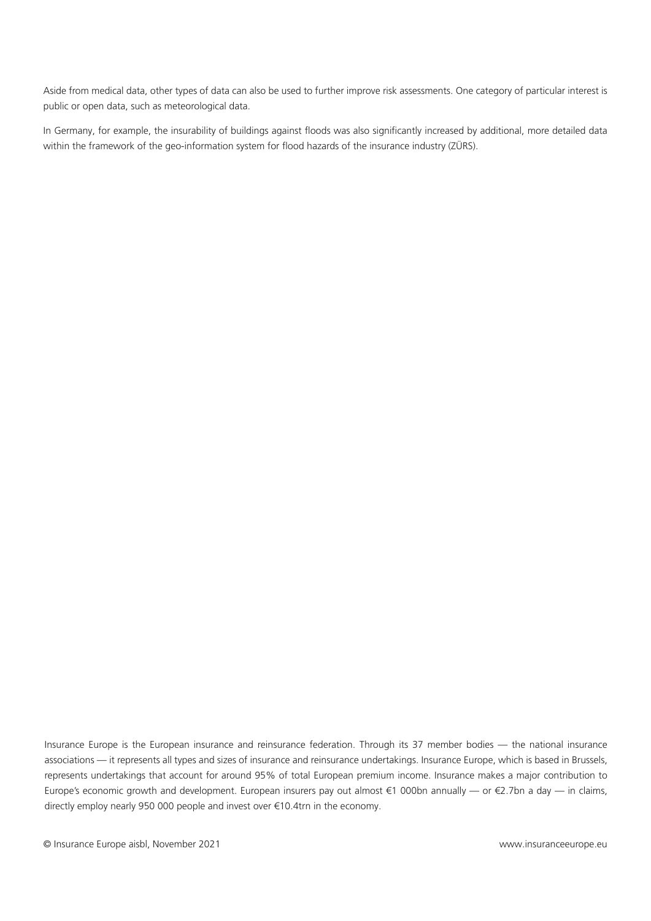Aside from medical data, other types of data can also be used to further improve risk assessments. One category of particular interest is public or open data, such as meteorological data.

In Germany, for example, the insurability of buildings against floods was also significantly increased by additional, more detailed data within the framework of the geo-information system for flood hazards of the insurance industry (ZÜRS).

Insurance Europe is the European insurance and reinsurance federation. Through its 37 member bodies — the national insurance associations — it represents all types and sizes of insurance and reinsurance undertakings. Insurance Europe, which is based in Brussels, represents undertakings that account for around 95% of total European premium income. Insurance makes a major contribution to Europe's economic growth and development. European insurers pay out almost €1 000bn annually — or €2.7bn a day — in claims, directly employ nearly 950 000 people and invest over €10.4trn in the economy.

© Insurance Europe aisbl, November 2021

www.insuranceeurope.eu